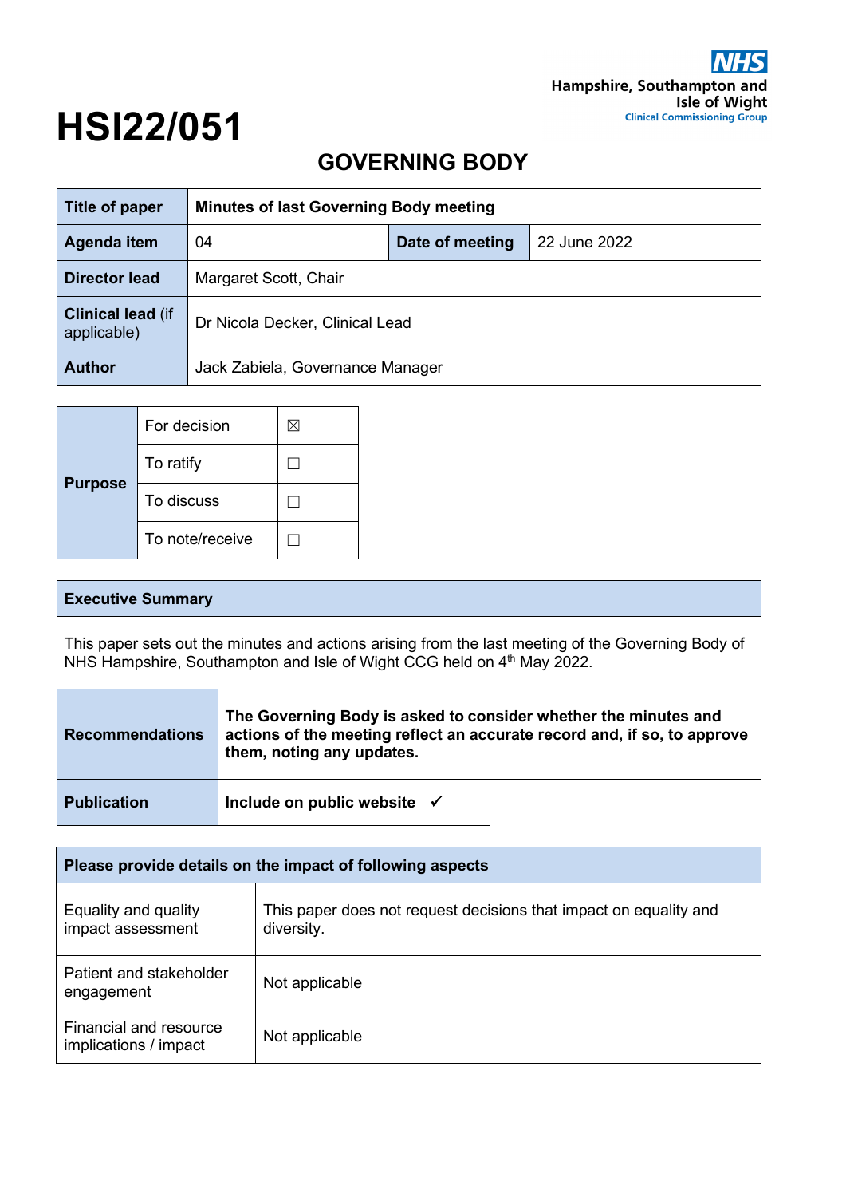NHS
**Hampshire, Southampton and Isle of Wight**
**Clinical Commissioning Group**

# HSI22/051

## GOVERNING BODY

| **Title of paper** | **Minutes of last Governing Body meeting** | | |
|---|---|---|---|
| **Agenda item** | 04 | **Date of meeting** | 22 June 2022 |
| **Director lead** | Margaret Scott, Chair | | |
| **Clinical lead** (if applicable) | Dr Nicola Decker, Clinical Lead | | |
| **Author** | Jack Zabiela, Governance Manager | | |

| **Purpose** | | |
|---|---|---|
| | For decision | ☒ |
| | To ratify | ☐ |
| | To discuss | ☐ |
| | To note/receive | ☐ |

| **Executive Summary** | |
|---|---|
| This paper sets out the minutes and actions arising from the last meeting of the Governing Body of NHS Hampshire, Southampton and Isle of Wight CCG held on 4th May 2022. | |
| **Recommendations** | **The Governing Body is asked to consider whether the minutes and actions of the meeting reflect an accurate record and, if so, to approve them, noting any updates.** |
| **Publication** | **Include on public website** ✓ |

| **Please provide details on the impact of following aspects** | |
|---|---|
| Equality and quality impact assessment | This paper does not request decisions that impact on equality and diversity. |
| Patient and stakeholder engagement | Not applicable |
| Financial and resource implications / impact | Not applicable |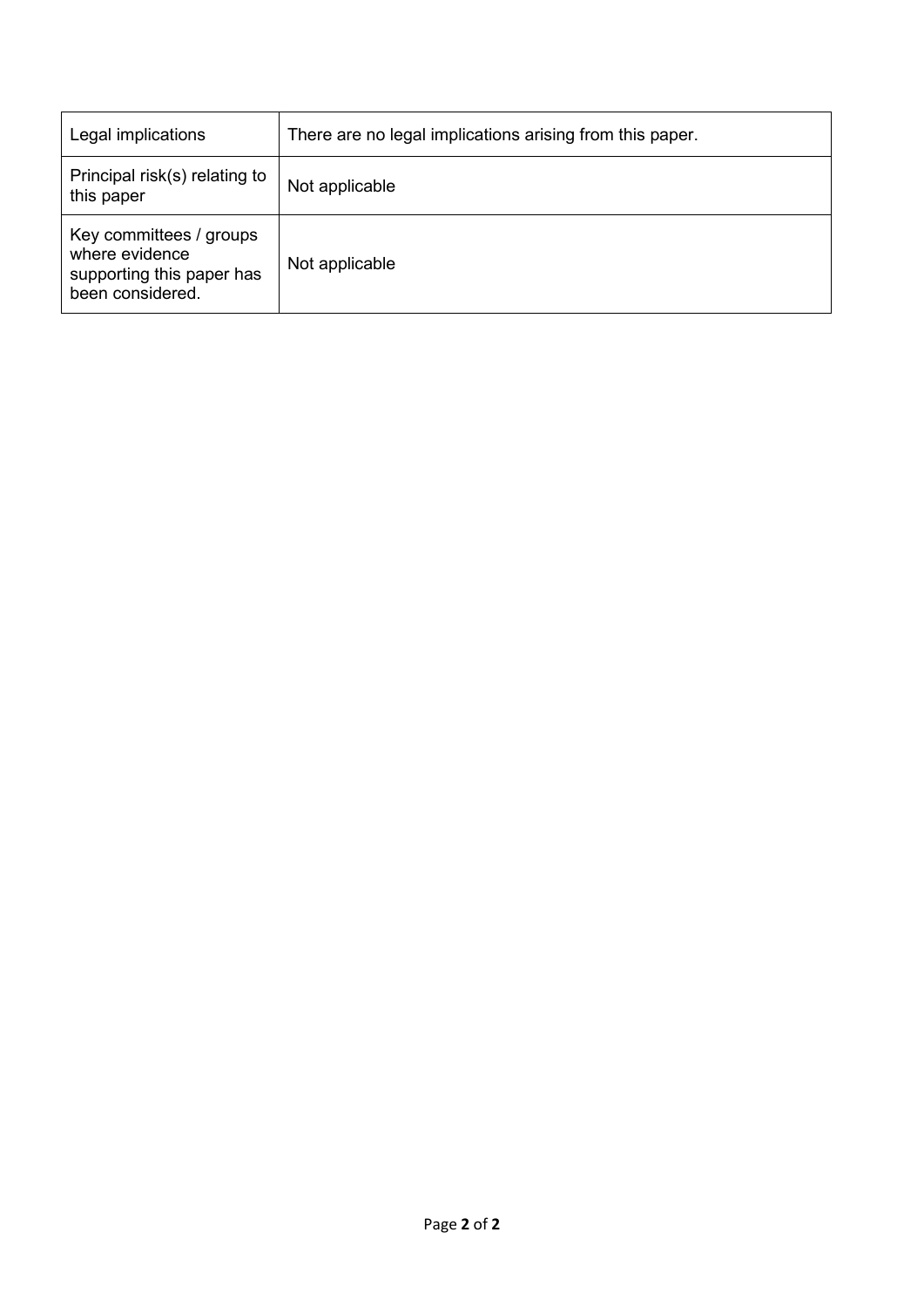| Legal implications | There are no legal implications arising from this paper. |
| --- | --- |
| Principal risk(s) relating to this paper | Not applicable |
| Key committees / groups where evidence supporting this paper has been considered. | Not applicable |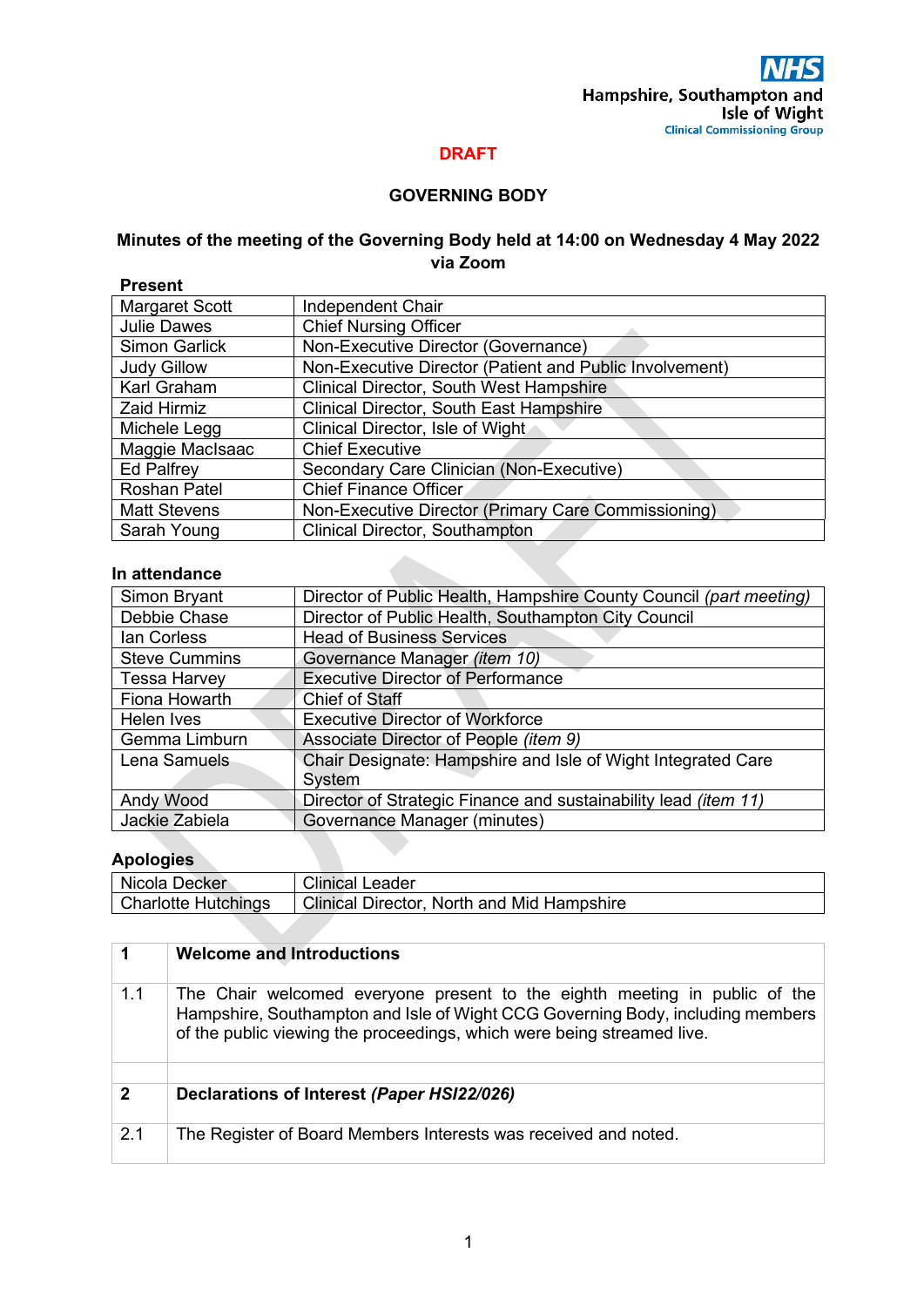NHS
Hampshire, Southampton and Isle of Wight
Clinical Commissioning Group

**DRAFT**

# GOVERNING BODY

## Minutes of the meeting of the Governing Body held at 14:00 on Wednesday 4 May 2022 via Zoom

**Present**

| | |
|---|---|
| Margaret Scott | Independent Chair |
| Julie Dawes | Chief Nursing Officer |
| Simon Garlick | Non-Executive Director (Governance) |
| Judy Gillow | Non-Executive Director (Patient and Public Involvement) |
| Karl Graham | Clinical Director, South West Hampshire |
| Zaid Hirmiz | Clinical Director, South East Hampshire |
| Michele Legg | Clinical Director, Isle of Wight |
| Maggie MacIsaac | Chief Executive |
| Ed Palfrey | Secondary Care Clinician (Non-Executive) |
| Roshan Patel | Chief Finance Officer |
| Matt Stevens | Non-Executive Director (Primary Care Commissioning) |
| Sarah Young | Clinical Director, Southampton |

**In attendance**

| | |
|---|---|
| Simon Bryant | Director of Public Health, Hampshire County Council *(part meeting)* |
| Debbie Chase | Director of Public Health, Southampton City Council |
| Ian Corless | Head of Business Services |
| Steve Cummins | Governance Manager *(item 10)* |
| Tessa Harvey | Executive Director of Performance |
| Fiona Howarth | Chief of Staff |
| Helen Ives | Executive Director of Workforce |
| Gemma Limburn | Associate Director of People *(item 9)* |
| Lena Samuels | Chair Designate: Hampshire and Isle of Wight Integrated Care System |
| Andy Wood | Director of Strategic Finance and sustainability lead *(item 11)* |
| Jackie Zabiela | Governance Manager (minutes) |

**Apologies**

| | |
|---|---|
| Nicola Decker | Clinical Leader |
| Charlotte Hutchings | Clinical Director, North and Mid Hampshire |

| | |
|---|---|
| **1** | **Welcome and Introductions** |
| 1.1 | The Chair welcomed everyone present to the eighth meeting in public of the Hampshire, Southampton and Isle of Wight CCG Governing Body, including members of the public viewing the proceedings, which were being streamed live. |
| | |
| **2** | **Declarations of Interest *(Paper HSI22/026)*** |
| 2.1 | The Register of Board Members Interests was received and noted. |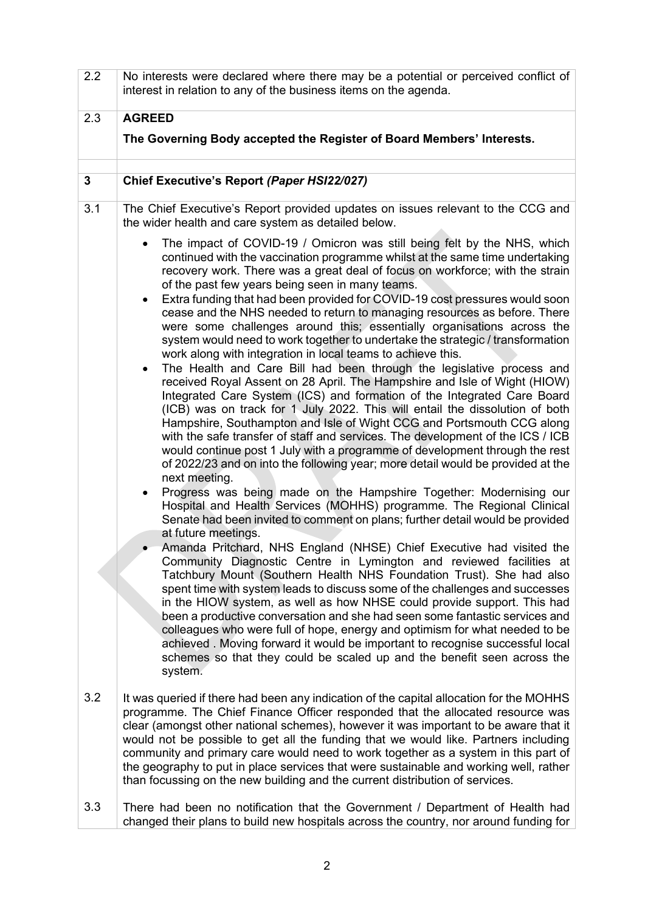| | |
|---|---|
| 2.2 | No interests were declared where there may be a potential or perceived conflict of interest in relation to any of the business items on the agenda. |
| 2.3 | **AGREED**<br><br>**The Governing Body accepted the Register of Board Members' Interests.** |
| | |
| **3** | **Chief Executive's Report *(Paper HSI22/027)*** |
| 3.1 | The Chief Executive's Report provided updates on issues relevant to the CCG and the wider health and care system as detailed below.<br><br>• The impact of COVID-19 / Omicron was still being felt by the NHS, which continued with the vaccination programme whilst at the same time undertaking recovery work. There was a great deal of focus on workforce; with the strain of the past few years being seen in many teams.<br>• Extra funding that had been provided for COVID-19 cost pressures would soon cease and the NHS needed to return to managing resources as before. There were some challenges around this; essentially organisations across the system would need to work together to undertake the strategic / transformation work along with integration in local teams to achieve this.<br>• The Health and Care Bill had been through the legislative process and received Royal Assent on 28 April. The Hampshire and Isle of Wight (HIOW) Integrated Care System (ICS) and formation of the Integrated Care Board (ICB) was on track for 1 July 2022. This will entail the dissolution of both Hampshire, Southampton and Isle of Wight CCG and Portsmouth CCG along with the safe transfer of staff and services. The development of the ICS / ICB would continue post 1 July with a programme of development through the rest of 2022/23 and on into the following year; more detail would be provided at the next meeting.<br>• Progress was being made on the Hampshire Together: Modernising our Hospital and Health Services (MOHHS) programme. The Regional Clinical Senate had been invited to comment on plans; further detail would be provided at future meetings.<br>• Amanda Pritchard, NHS England (NHSE) Chief Executive had visited the Community Diagnostic Centre in Lymington and reviewed facilities at Tatchbury Mount (Southern Health NHS Foundation Trust). She had also spent time with system leads to discuss some of the challenges and successes in the HIOW system, as well as how NHSE could provide support. This had been a productive conversation and she had seen some fantastic services and colleagues who were full of hope, energy and optimism for what needed to be achieved . Moving forward it would be important to recognise successful local schemes so that they could be scaled up and the benefit seen across the system. |
| 3.2 | It was queried if there had been any indication of the capital allocation for the MOHHS programme. The Chief Finance Officer responded that the allocated resource was clear (amongst other national schemes), however it was important to be aware that it would not be possible to get all the funding that we would like. Partners including community and primary care would need to work together as a system in this part of the geography to put in place services that were sustainable and working well, rather than focussing on the new building and the current distribution of services. |
| 3.3 | There had been no notification that the Government / Department of Health had changed their plans to build new hospitals across the country, nor around funding for |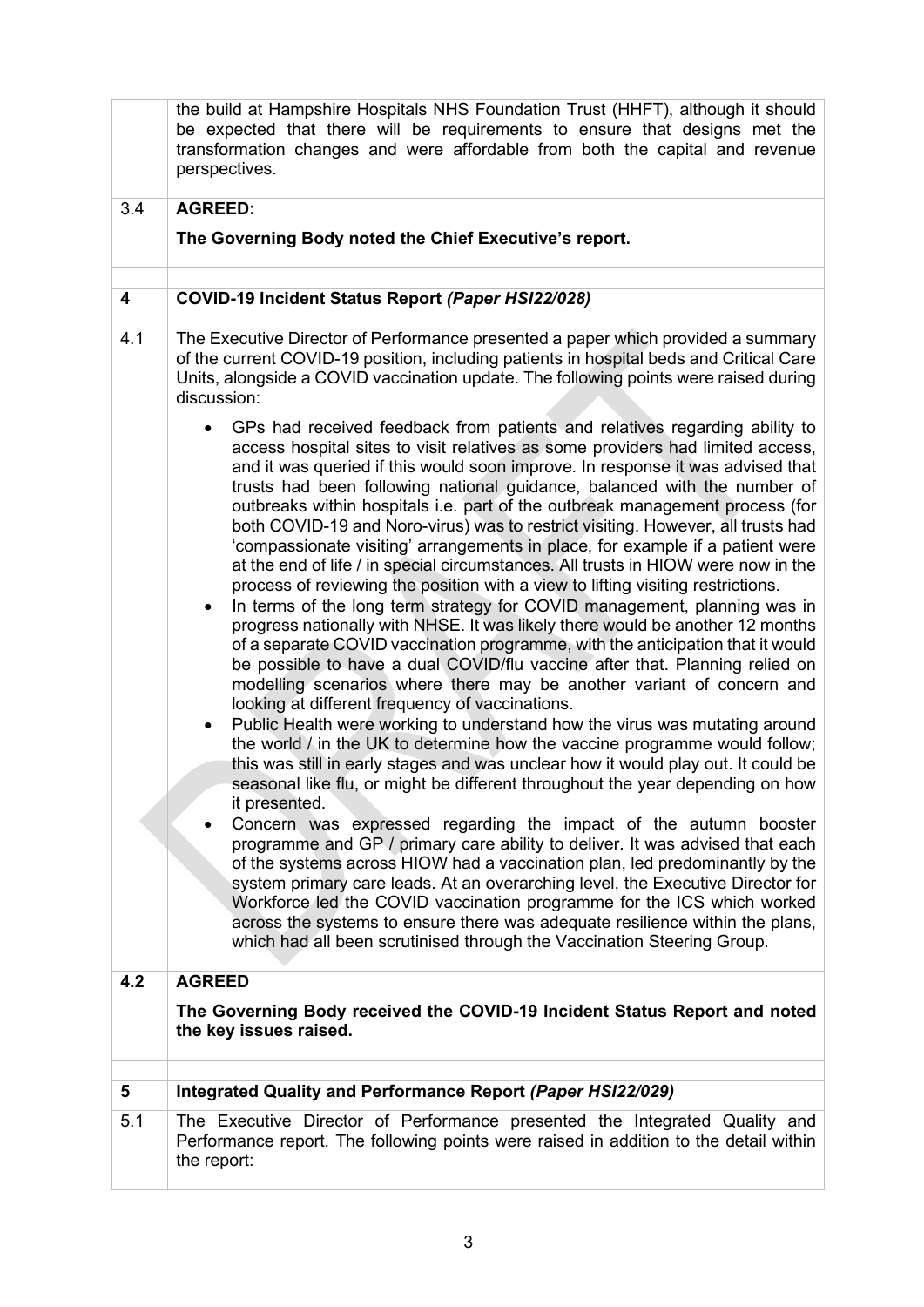| | |
|---|---|
| | the build at Hampshire Hospitals NHS Foundation Trust (HHFT), although it should be expected that there will be requirements to ensure that designs met the transformation changes and were affordable from both the capital and revenue perspectives. |
| 3.4 | **AGREED:**<br><br>**The Governing Body noted the Chief Executive's report.** |
| | |
| **4** | **COVID-19 Incident Status Report *(Paper HSI22/028)*** |
| 4.1 | The Executive Director of Performance presented a paper which provided a summary of the current COVID-19 position, including patients in hospital beds and Critical Care Units, alongside a COVID vaccination update. The following points were raised during discussion:<br><br>• GPs had received feedback from patients and relatives regarding ability to access hospital sites to visit relatives as some providers had limited access, and it was queried if this would soon improve. In response it was advised that trusts had been following national guidance, balanced with the number of outbreaks within hospitals i.e. part of the outbreak management process (for both COVID-19 and Noro-virus) was to restrict visiting. However, all trusts had 'compassionate visiting' arrangements in place, for example if a patient were at the end of life / in special circumstances. All trusts in HIOW were now in the process of reviewing the position with a view to lifting visiting restrictions.<br>• In terms of the long term strategy for COVID management, planning was in progress nationally with NHSE. It was likely there would be another 12 months of a separate COVID vaccination programme, with the anticipation that it would be possible to have a dual COVID/flu vaccine after that. Planning relied on modelling scenarios where there may be another variant of concern and looking at different frequency of vaccinations.<br>• Public Health were working to understand how the virus was mutating around the world / in the UK to determine how the vaccine programme would follow; this was still in early stages and was unclear how it would play out. It could be seasonal like flu, or might be different throughout the year depending on how it presented.<br>• Concern was expressed regarding the impact of the autumn booster programme and GP / primary care ability to deliver. It was advised that each of the systems across HIOW had a vaccination plan, led predominantly by the system primary care leads. At an overarching level, the Executive Director for Workforce led the COVID vaccination programme for the ICS which worked across the systems to ensure there was adequate resilience within the plans, which had all been scrutinised through the Vaccination Steering Group. |
| **4.2** | **AGREED**<br><br>**The Governing Body received the COVID-19 Incident Status Report and noted the key issues raised.** |
| | |
| **5** | **Integrated Quality and Performance Report *(Paper HSI22/029)*** |
| 5.1 | The Executive Director of Performance presented the Integrated Quality and Performance report. The following points were raised in addition to the detail within the report: |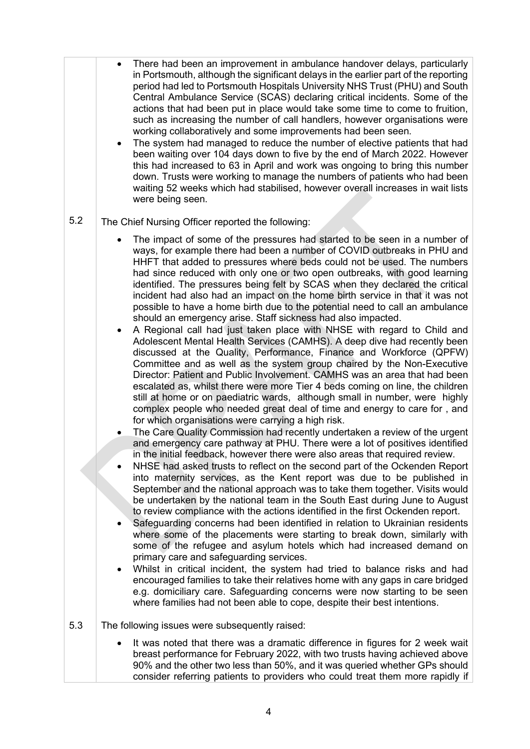- There had been an improvement in ambulance handover delays, particularly in Portsmouth, although the significant delays in the earlier part of the reporting period had led to Portsmouth Hospitals University NHS Trust (PHU) and South Central Ambulance Service (SCAS) declaring critical incidents. Some of the actions that had been put in place would take some time to come to fruition, such as increasing the number of call handlers, however organisations were working collaboratively and some improvements had been seen.
- The system had managed to reduce the number of elective patients that had been waiting over 104 days down to five by the end of March 2022. However this had increased to 63 in April and work was ongoing to bring this number down. Trusts were working to manage the numbers of patients who had been waiting 52 weeks which had stabilised, however overall increases in wait lists were being seen.

5.2 The Chief Nursing Officer reported the following:

- The impact of some of the pressures had started to be seen in a number of ways, for example there had been a number of COVID outbreaks in PHU and HHFT that added to pressures where beds could not be used. The numbers had since reduced with only one or two open outbreaks, with good learning identified. The pressures being felt by SCAS when they declared the critical incident had also had an impact on the home birth service in that it was not possible to have a home birth due to the potential need to call an ambulance should an emergency arise. Staff sickness had also impacted.
- A Regional call had just taken place with NHSE with regard to Child and Adolescent Mental Health Services (CAMHS). A deep dive had recently been discussed at the Quality, Performance, Finance and Workforce (QPFW) Committee and as well as the system group chaired by the Non-Executive Director: Patient and Public Involvement. CAMHS was an area that had been escalated as, whilst there were more Tier 4 beds coming on line, the children still at home or on paediatric wards, although small in number, were highly complex people who needed great deal of time and energy to care for , and for which organisations were carrying a high risk.
- The Care Quality Commission had recently undertaken a review of the urgent and emergency care pathway at PHU. There were a lot of positives identified in the initial feedback, however there were also areas that required review.
- NHSE had asked trusts to reflect on the second part of the Ockenden Report into maternity services, as the Kent report was due to be published in September and the national approach was to take them together. Visits would be undertaken by the national team in the South East during June to August to review compliance with the actions identified in the first Ockenden report.
- Safeguarding concerns had been identified in relation to Ukrainian residents where some of the placements were starting to break down, similarly with some of the refugee and asylum hotels which had increased demand on primary care and safeguarding services.
- Whilst in critical incident, the system had tried to balance risks and had encouraged families to take their relatives home with any gaps in care bridged e.g. domiciliary care. Safeguarding concerns were now starting to be seen where families had not been able to cope, despite their best intentions.

5.3 The following issues were subsequently raised:

- It was noted that there was a dramatic difference in figures for 2 week wait breast performance for February 2022, with two trusts having achieved above 90% and the other two less than 50%, and it was queried whether GPs should consider referring patients to providers who could treat them more rapidly if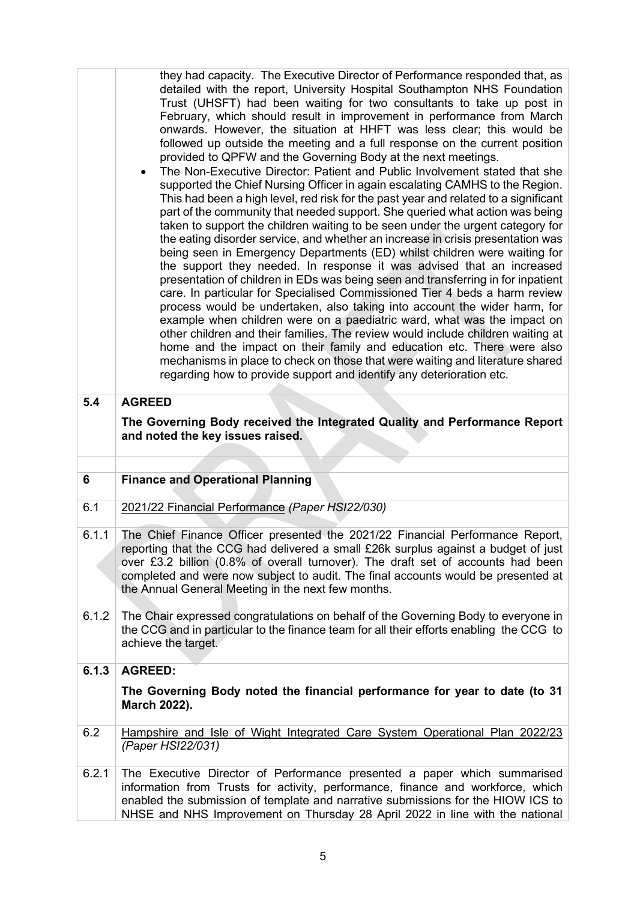| | |
|---|---|
| | they had capacity. The Executive Director of Performance responded that, as detailed with the report, University Hospital Southampton NHS Foundation Trust (UHSFT) had been waiting for two consultants to take up post in February, which should result in improvement in performance from March onwards. However, the situation at HHFT was less clear; this would be followed up outside the meeting and a full response on the current position provided to QPFW and the Governing Body at the next meetings.<br>• The Non-Executive Director: Patient and Public Involvement stated that she supported the Chief Nursing Officer in again escalating CAMHS to the Region. This had been a high level, red risk for the past year and related to a significant part of the community that needed support. She queried what action was being taken to support the children waiting to be seen under the urgent category for the eating disorder service, and whether an increase in crisis presentation was being seen in Emergency Departments (ED) whilst children were waiting for the support they needed. In response it was advised that an increased presentation of children in EDs was being seen and transferring in for inpatient care. In particular for Specialised Commissioned Tier 4 beds a harm review process would be undertaken, also taking into account the wider harm, for example when children were on a paediatric ward, what was the impact on other children and their families. The review would include children waiting at home and the impact on their family and education etc. There were also mechanisms in place to check on those that were waiting and literature shared regarding how to provide support and identify any deterioration etc. |
| **5.4** | **AGREED**<br>**The Governing Body received the Integrated Quality and Performance Report and noted the key issues raised.** |
| | |
| **6** | **Finance and Operational Planning** |
| 6.1 | 2021/22 Financial Performance *(Paper HSI22/030)* |
| 6.1.1<br><br><br><br><br>6.1.2 | The Chief Finance Officer presented the 2021/22 Financial Performance Report, reporting that the CCG had delivered a small £26k surplus against a budget of just over £3.2 billion (0.8% of overall turnover). The draft set of accounts had been completed and were now subject to audit. The final accounts would be presented at the Annual General Meeting in the next few months.<br><br>The Chair expressed congratulations on behalf of the Governing Body to everyone in the CCG and in particular to the finance team for all their efforts enabling the CCG to achieve the target. |
| **6.1.3** | **AGREED:**<br>**The Governing Body noted the financial performance for year to date (to 31 March 2022).** |
| 6.2 | Hampshire and Isle of Wight Integrated Care System Operational Plan 2022/23 *(Paper HSI22/031)* |
| 6.2.1 | The Executive Director of Performance presented a paper which summarised information from Trusts for activity, performance, finance and workforce, which enabled the submission of template and narrative submissions for the HIOW ICS to NHSE and NHS Improvement on Thursday 28 April 2022 in line with the national |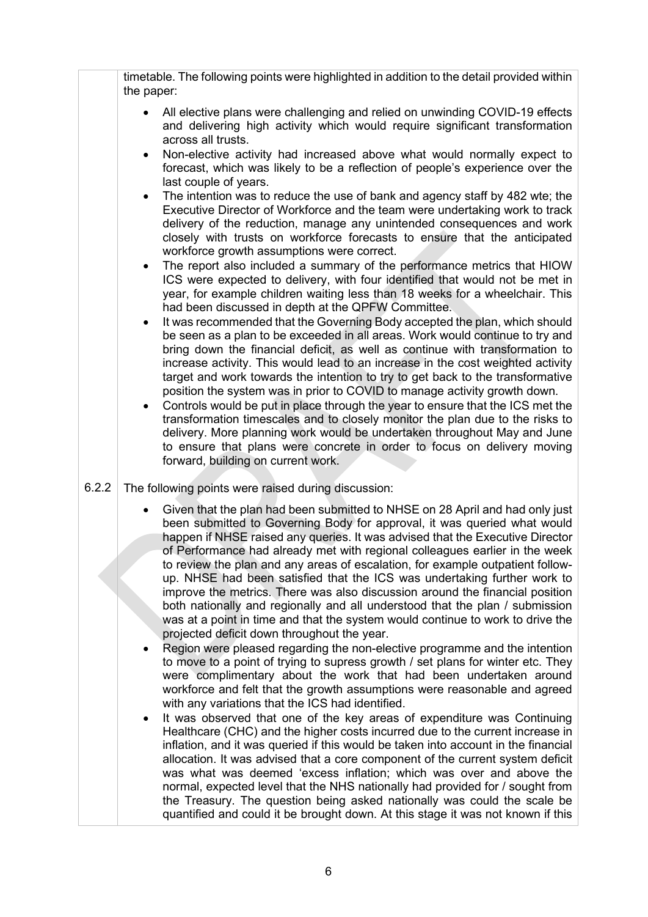timetable. The following points were highlighted in addition to the detail provided within the paper:

- All elective plans were challenging and relied on unwinding COVID-19 effects and delivering high activity which would require significant transformation across all trusts.
- Non-elective activity had increased above what would normally expect to forecast, which was likely to be a reflection of people's experience over the last couple of years.
- The intention was to reduce the use of bank and agency staff by 482 wte; the Executive Director of Workforce and the team were undertaking work to track delivery of the reduction, manage any unintended consequences and work closely with trusts on workforce forecasts to ensure that the anticipated workforce growth assumptions were correct.
- The report also included a summary of the performance metrics that HIOW ICS were expected to delivery, with four identified that would not be met in year, for example children waiting less than 18 weeks for a wheelchair. This had been discussed in depth at the QPFW Committee.
- It was recommended that the Governing Body accepted the plan, which should be seen as a plan to be exceeded in all areas. Work would continue to try and bring down the financial deficit, as well as continue with transformation to increase activity. This would lead to an increase in the cost weighted activity target and work towards the intention to try to get back to the transformative position the system was in prior to COVID to manage activity growth down.
- Controls would be put in place through the year to ensure that the ICS met the transformation timescales and to closely monitor the plan due to the risks to delivery. More planning work would be undertaken throughout May and June to ensure that plans were concrete in order to focus on delivery moving forward, building on current work.

6.2.2 The following points were raised during discussion:

- Given that the plan had been submitted to NHSE on 28 April and had only just been submitted to Governing Body for approval, it was queried what would happen if NHSE raised any queries. It was advised that the Executive Director of Performance had already met with regional colleagues earlier in the week to review the plan and any areas of escalation, for example outpatient follow-up. NHSE had been satisfied that the ICS was undertaking further work to improve the metrics. There was also discussion around the financial position both nationally and regionally and all understood that the plan / submission was at a point in time and that the system would continue to work to drive the projected deficit down throughout the year.
- Region were pleased regarding the non-elective programme and the intention to move to a point of trying to supress growth / set plans for winter etc. They were complimentary about the work that had been undertaken around workforce and felt that the growth assumptions were reasonable and agreed with any variations that the ICS had identified.
- It was observed that one of the key areas of expenditure was Continuing Healthcare (CHC) and the higher costs incurred due to the current increase in inflation, and it was queried if this would be taken into account in the financial allocation. It was advised that a core component of the current system deficit was what was deemed 'excess inflation; which was over and above the normal, expected level that the NHS nationally had provided for / sought from the Treasury. The question being asked nationally was could the scale be quantified and could it be brought down. At this stage it was not known if this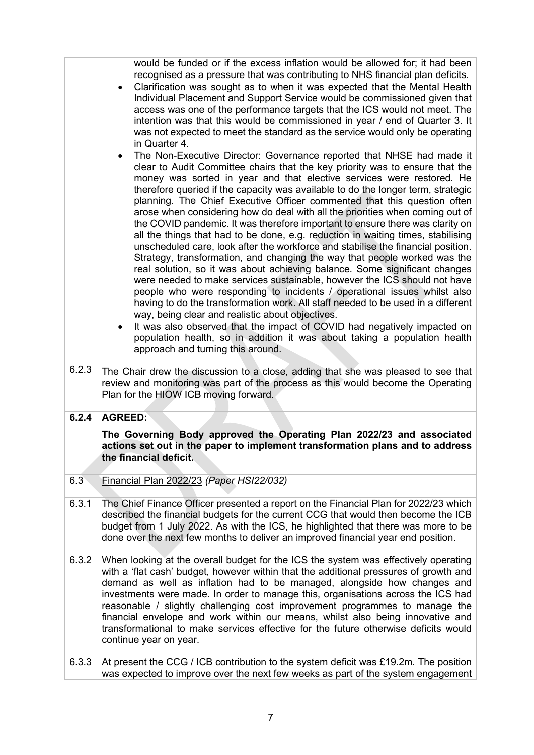| | |
|---|---|
| | would be funded or if the excess inflation would be allowed for; it had been recognised as a pressure that was contributing to NHS financial plan deficits.<br>• Clarification was sought as to when it was expected that the Mental Health Individual Placement and Support Service would be commissioned given that access was one of the performance targets that the ICS would not meet. The intention was that this would be commissioned in year / end of Quarter 3. It was not expected to meet the standard as the service would only be operating in Quarter 4.<br>• The Non-Executive Director: Governance reported that NHSE had made it clear to Audit Committee chairs that the key priority was to ensure that the money was sorted in year and that elective services were restored. He therefore queried if the capacity was available to do the longer term, strategic planning. The Chief Executive Officer commented that this question often arose when considering how do deal with all the priorities when coming out of the COVID pandemic. It was therefore important to ensure there was clarity on all the things that had to be done, e.g. reduction in waiting times, stabilising unscheduled care, look after the workforce and stabilise the financial position. Strategy, transformation, and changing the way that people worked was the real solution, so it was about achieving balance. Some significant changes were needed to make services sustainable, however the ICS should not have people who were responding to incidents / operational issues whilst also having to do the transformation work. All staff needed to be used in a different way, being clear and realistic about objectives.<br>• It was also observed that the impact of COVID had negatively impacted on population health, so in addition it was about taking a population health approach and turning this around. |
| 6.2.3 | The Chair drew the discussion to a close, adding that she was pleased to see that review and monitoring was part of the process as this would become the Operating Plan for the HIOW ICB moving forward. |
| **6.2.4** | **AGREED:**<br>**The Governing Body approved the Operating Plan 2022/23 and associated actions set out in the paper to implement transformation plans and to address the financial deficit.** |
| 6.3 | Financial Plan 2022/23 *(Paper HSI22/032)* |
| 6.3.1 | The Chief Finance Officer presented a report on the Financial Plan for 2022/23 which described the financial budgets for the current CCG that would then become the ICB budget from 1 July 2022. As with the ICS, he highlighted that there was more to be done over the next few months to deliver an improved financial year end position. |
| 6.3.2 | When looking at the overall budget for the ICS the system was effectively operating with a 'flat cash' budget, however within that the additional pressures of growth and demand as well as inflation had to be managed, alongside how changes and investments were made. In order to manage this, organisations across the ICS had reasonable / slightly challenging cost improvement programmes to manage the financial envelope and work within our means, whilst also being innovative and transformational to make services effective for the future otherwise deficits would continue year on year. |
| 6.3.3 | At present the CCG / ICB contribution to the system deficit was £19.2m. The position was expected to improve over the next few weeks as part of the system engagement |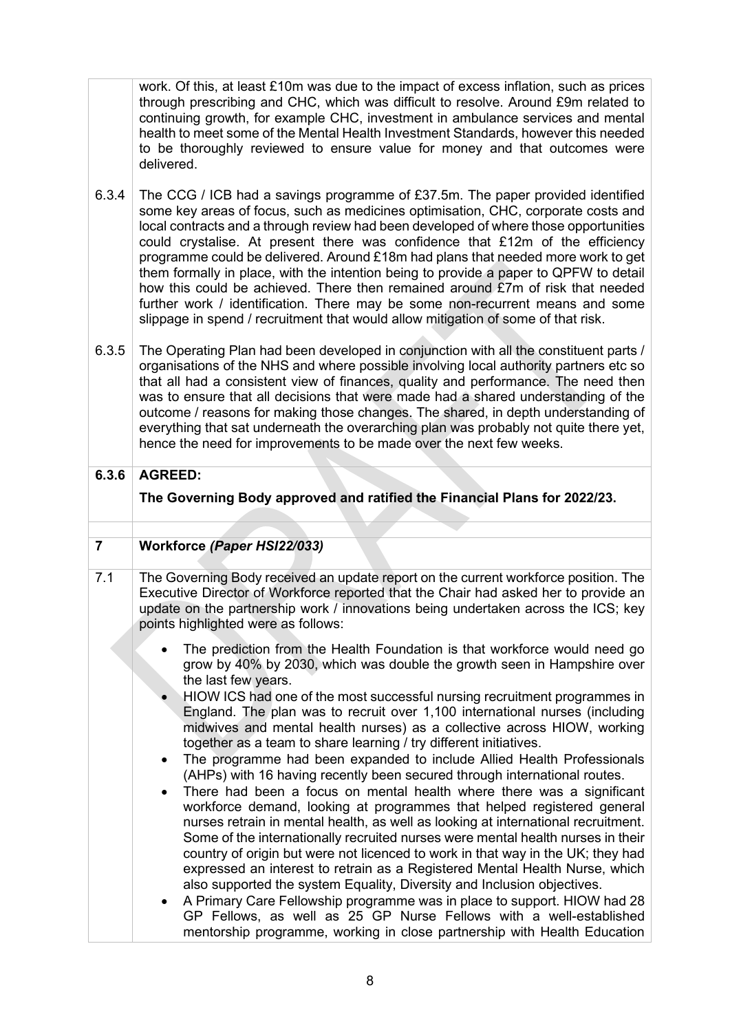| | |
|---|---|
| | work. Of this, at least £10m was due to the impact of excess inflation, such as prices through prescribing and CHC, which was difficult to resolve. Around £9m related to continuing growth, for example CHC, investment in ambulance services and mental health to meet some of the Mental Health Investment Standards, however this needed to be thoroughly reviewed to ensure value for money and that outcomes were delivered. |
| 6.3.4 | The CCG / ICB had a savings programme of £37.5m. The paper provided identified some key areas of focus, such as medicines optimisation, CHC, corporate costs and local contracts and a through review had been developed of where those opportunities could crystalise. At present there was confidence that £12m of the efficiency programme could be delivered. Around £18m had plans that needed more work to get them formally in place, with the intention being to provide a paper to QPFW to detail how this could be achieved. There then remained around £7m of risk that needed further work / identification. There may be some non-recurrent means and some slippage in spend / recruitment that would allow mitigation of some of that risk. |
| 6.3.5 | The Operating Plan had been developed in conjunction with all the constituent parts / organisations of the NHS and where possible involving local authority partners etc so that all had a consistent view of finances, quality and performance. The need then was to ensure that all decisions that were made had a shared understanding of the outcome / reasons for making those changes. The shared, in depth understanding of everything that sat underneath the overarching plan was probably not quite there yet, hence the need for improvements to be made over the next few weeks. |
| **6.3.6** | **AGREED:**<br><br>**The Governing Body approved and ratified the Financial Plans for 2022/23.** |
| | |
| **7** | **Workforce *(Paper HSI22/033)*** |
| 7.1 | The Governing Body received an update report on the current workforce position. The Executive Director of Workforce reported that the Chair had asked her to provide an update on the partnership work / innovations being undertaken across the ICS; key points highlighted were as follows:<br><br>• The prediction from the Health Foundation is that workforce would need go grow by 40% by 2030, which was double the growth seen in Hampshire over the last few years.<br>• HIOW ICS had one of the most successful nursing recruitment programmes in England. The plan was to recruit over 1,100 international nurses (including midwives and mental health nurses) as a collective across HIOW, working together as a team to share learning / try different initiatives.<br>• The programme had been expanded to include Allied Health Professionals (AHPs) with 16 having recently been secured through international routes.<br>• There had been a focus on mental health where there was a significant workforce demand, looking at programmes that helped registered general nurses retrain in mental health, as well as looking at international recruitment. Some of the internationally recruited nurses were mental health nurses in their country of origin but were not licenced to work in that way in the UK; they had expressed an interest to retrain as a Registered Mental Health Nurse, which also supported the system Equality, Diversity and Inclusion objectives.<br>• A Primary Care Fellowship programme was in place to support. HIOW had 28 GP Fellows, as well as 25 GP Nurse Fellows with a well-established mentorship programme, working in close partnership with Health Education |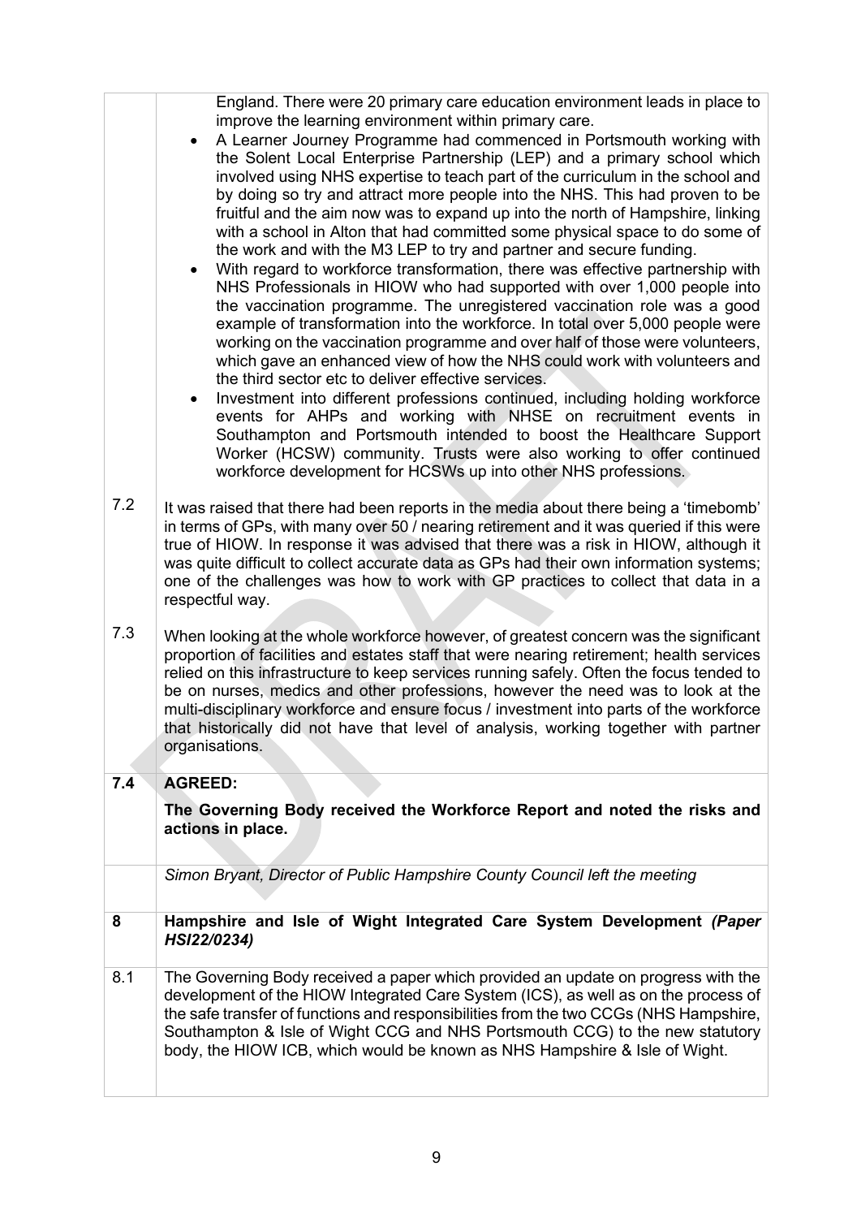| | |
|---|---|
| | England. There were 20 primary care education environment leads in place to improve the learning environment within primary care.<br>• A Learner Journey Programme had commenced in Portsmouth working with the Solent Local Enterprise Partnership (LEP) and a primary school which involved using NHS expertise to teach part of the curriculum in the school and by doing so try and attract more people into the NHS. This had proven to be fruitful and the aim now was to expand up into the north of Hampshire, linking with a school in Alton that had committed some physical space to do some of the work and with the M3 LEP to try and partner and secure funding.<br>• With regard to workforce transformation, there was effective partnership with NHS Professionals in HIOW who had supported with over 1,000 people into the vaccination programme. The unregistered vaccination role was a good example of transformation into the workforce. In total over 5,000 people were working on the vaccination programme and over half of those were volunteers, which gave an enhanced view of how the NHS could work with volunteers and the third sector etc to deliver effective services.<br>• Investment into different professions continued, including holding workforce events for AHPs and working with NHSE on recruitment events in Southampton and Portsmouth intended to boost the Healthcare Support Worker (HCSW) community. Trusts were also working to offer continued workforce development for HCSWs up into other NHS professions. |
| 7.2 | It was raised that there had been reports in the media about there being a 'timebomb' in terms of GPs, with many over 50 / nearing retirement and it was queried if this were true of HIOW. In response it was advised that there was a risk in HIOW, although it was quite difficult to collect accurate data as GPs had their own information systems; one of the challenges was how to work with GP practices to collect that data in a respectful way. |
| 7.3 | When looking at the whole workforce however, of greatest concern was the significant proportion of facilities and estates staff that were nearing retirement; health services relied on this infrastructure to keep services running safely. Often the focus tended to be on nurses, medics and other professions, however the need was to look at the multi-disciplinary workforce and ensure focus / investment into parts of the workforce that historically did not have that level of analysis, working together with partner organisations. |
| **7.4** | **AGREED:**<br><br>**The Governing Body received the Workforce Report and noted the risks and actions in place.** |
| | *Simon Bryant, Director of Public Hampshire County Council left the meeting* |
| **8** | **Hampshire and Isle of Wight Integrated Care System Development *(Paper HSI22/0234)*** |
| 8.1 | The Governing Body received a paper which provided an update on progress with the development of the HIOW Integrated Care System (ICS), as well as on the process of the safe transfer of functions and responsibilities from the two CCGs (NHS Hampshire, Southampton & Isle of Wight CCG and NHS Portsmouth CCG) to the new statutory body, the HIOW ICB, which would be known as NHS Hampshire & Isle of Wight. |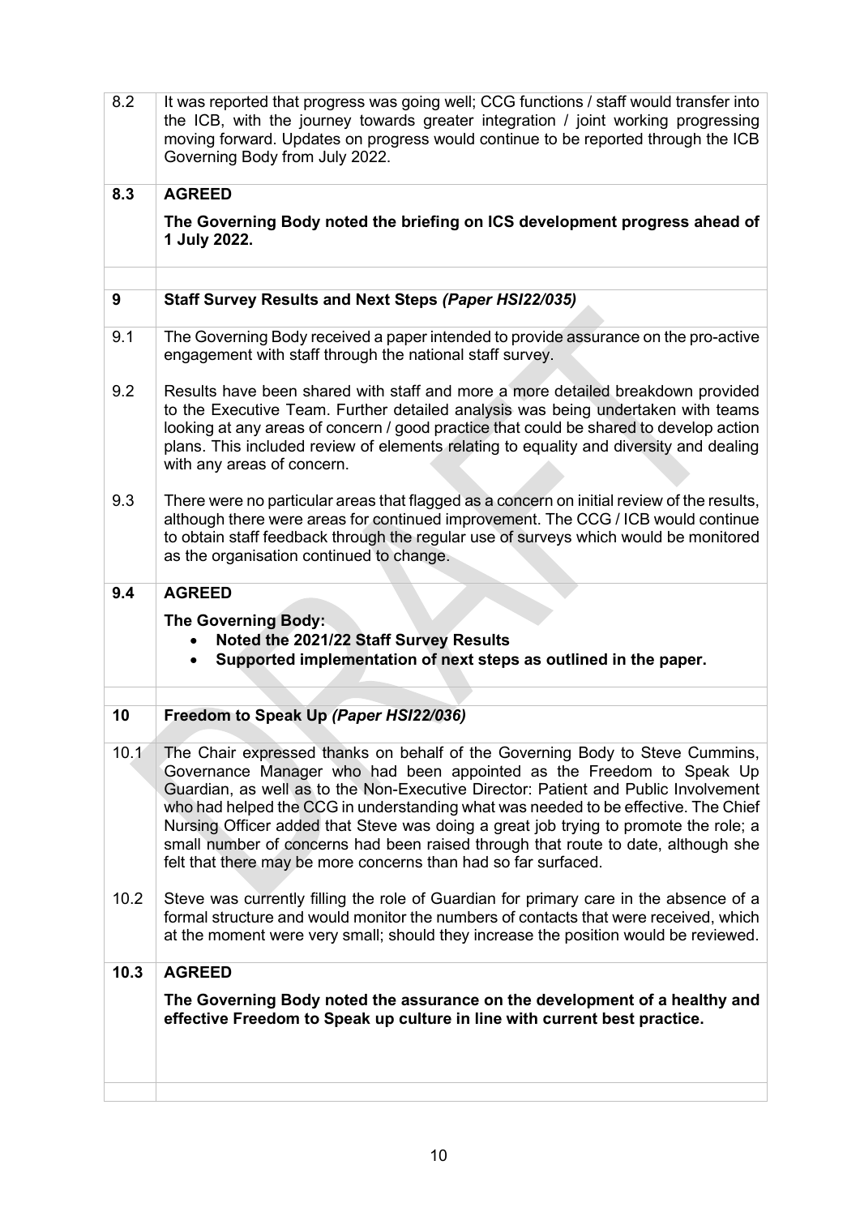| | |
|---|---|
| 8.2 | It was reported that progress was going well; CCG functions / staff would transfer into the ICB, with the journey towards greater integration / joint working progressing moving forward. Updates on progress would continue to be reported through the ICB Governing Body from July 2022. |
| **8.3** | **AGREED**<br><br>**The Governing Body noted the briefing on ICS development progress ahead of 1 July 2022.** |
| | |
| **9** | **Staff Survey Results and Next Steps *(Paper HSI22/035)*** |
| 9.1 | The Governing Body received a paper intended to provide assurance on the pro-active engagement with staff through the national staff survey. |
| 9.2 | Results have been shared with staff and more a more detailed breakdown provided to the Executive Team. Further detailed analysis was being undertaken with teams looking at any areas of concern / good practice that could be shared to develop action plans. This included review of elements relating to equality and diversity and dealing with any areas of concern. |
| 9.3 | There were no particular areas that flagged as a concern on initial review of the results, although there were areas for continued improvement. The CCG / ICB would continue to obtain staff feedback through the regular use of surveys which would be monitored as the organisation continued to change. |
| **9.4** | **AGREED**<br><br>**The Governing Body:**<br>• **Noted the 2021/22 Staff Survey Results**<br>• **Supported implementation of next steps as outlined in the paper.** |
| | |
| **10** | **Freedom to Speak Up *(Paper HSI22/036)*** |
| 10.1 | The Chair expressed thanks on behalf of the Governing Body to Steve Cummins, Governance Manager who had been appointed as the Freedom to Speak Up Guardian, as well as to the Non-Executive Director: Patient and Public Involvement who had helped the CCG in understanding what was needed to be effective. The Chief Nursing Officer added that Steve was doing a great job trying to promote the role; a small number of concerns had been raised through that route to date, although she felt that there may be more concerns than had so far surfaced. |
| 10.2 | Steve was currently filling the role of Guardian for primary care in the absence of a formal structure and would monitor the numbers of contacts that were received, which at the moment were very small; should they increase the position would be reviewed. |
| **10.3** | **AGREED**<br><br>**The Governing Body noted the assurance on the development of a healthy and effective Freedom to Speak up culture in line with current best practice.** |
| | |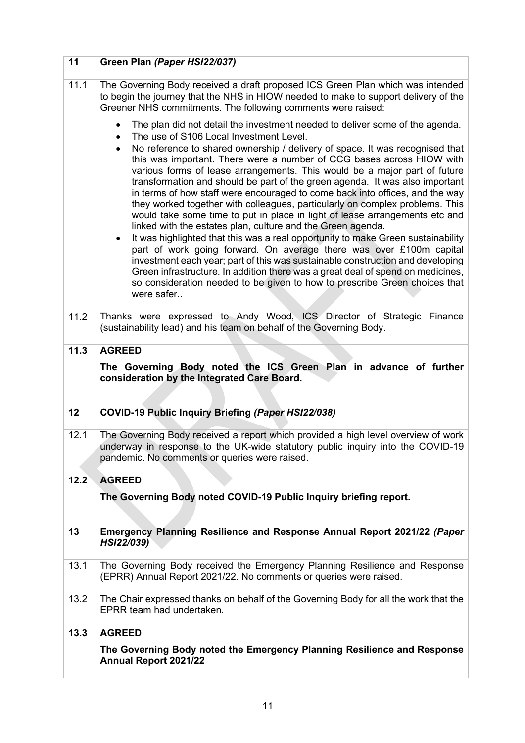| | |
|---|---|
| **11** | **Green Plan *(Paper HSI22/037)*** |
| 11.1 | The Governing Body received a draft proposed ICS Green Plan which was intended to begin the journey that the NHS in HIOW needed to make to support delivery of the Greener NHS commitments. The following comments were raised:<br><br>• The plan did not detail the investment needed to deliver some of the agenda.<br>• The use of S106 Local Investment Level.<br>• No reference to shared ownership / delivery of space. It was recognised that this was important. There were a number of CCG bases across HIOW with various forms of lease arrangements. This would be a major part of future transformation and should be part of the green agenda. It was also important in terms of how staff were encouraged to come back into offices, and the way they worked together with colleagues, particularly on complex problems. This would take some time to put in place in light of lease arrangements etc and linked with the estates plan, culture and the Green agenda.<br>• It was highlighted that this was a real opportunity to make Green sustainability part of work going forward. On average there was over £100m capital investment each year; part of this was sustainable construction and developing Green infrastructure. In addition there was a great deal of spend on medicines, so consideration needed to be given to how to prescribe Green choices that were safer.. |
| 11.2 | Thanks were expressed to Andy Wood, ICS Director of Strategic Finance (sustainability lead) and his team on behalf of the Governing Body. |
| **11.3** | **AGREED**<br><br>**The Governing Body noted the ICS Green Plan in advance of further consideration by the Integrated Care Board.** |
| | |
| **12** | **COVID-19 Public Inquiry Briefing *(Paper HSI22/038)*** |
| 12.1 | The Governing Body received a report which provided a high level overview of work underway in response to the UK-wide statutory public inquiry into the COVID-19 pandemic. No comments or queries were raised. |
| **12.2** | **AGREED**<br><br>**The Governing Body noted COVID-19 Public Inquiry briefing report.** |
| | |
| **13** | **Emergency Planning Resilience and Response Annual Report 2021/22 *(Paper HSI22/039)*** |
| 13.1 | The Governing Body received the Emergency Planning Resilience and Response (EPRR) Annual Report 2021/22. No comments or queries were raised. |
| 13.2 | The Chair expressed thanks on behalf of the Governing Body for all the work that the EPRR team had undertaken. |
| **13.3** | **AGREED**<br><br>**The Governing Body noted the Emergency Planning Resilience and Response Annual Report 2021/22** |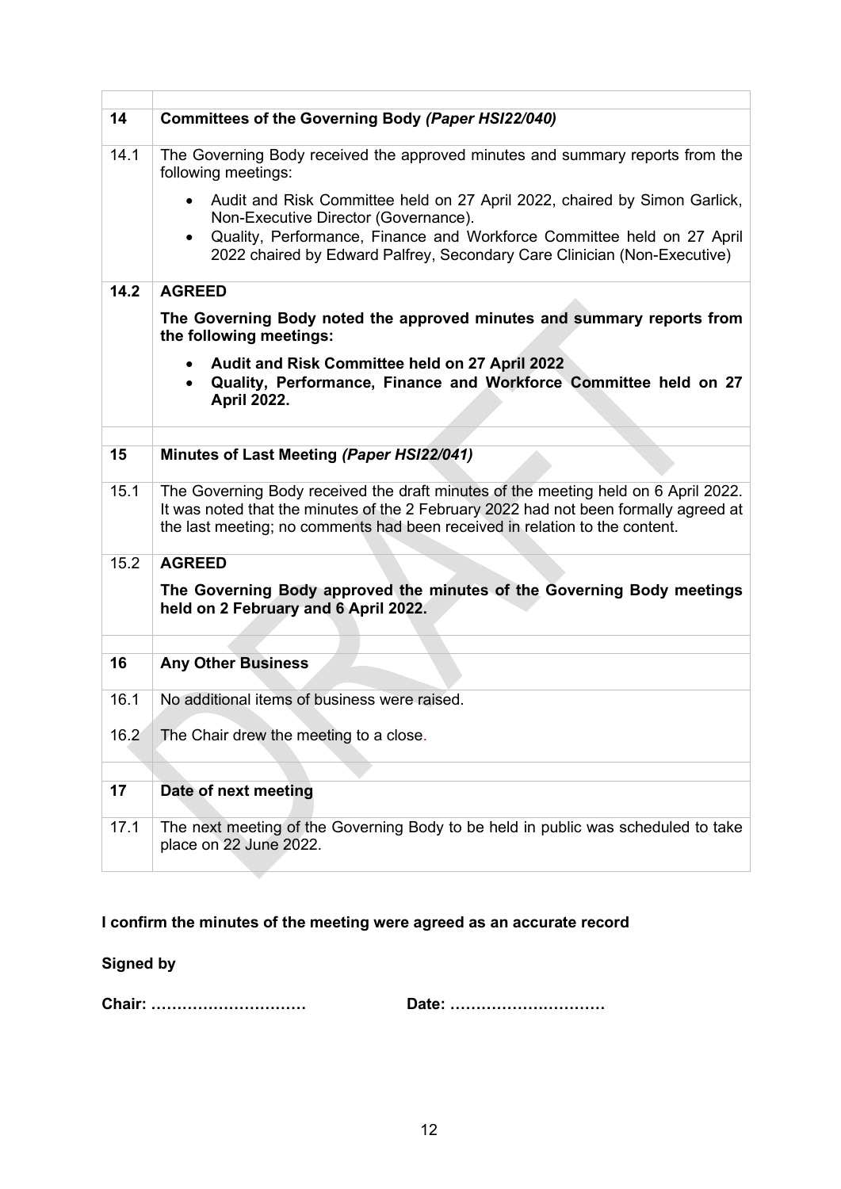| | |
|---|---|
| **14** | **Committees of the Governing Body *(Paper HSI22/040)*** |
| 14.1 | The Governing Body received the approved minutes and summary reports from the following meetings:<br>• Audit and Risk Committee held on 27 April 2022, chaired by Simon Garlick, Non-Executive Director (Governance).<br>• Quality, Performance, Finance and Workforce Committee held on 27 April 2022 chaired by Edward Palfrey, Secondary Care Clinician (Non-Executive) |
| **14.2** | **AGREED**<br>**The Governing Body noted the approved minutes and summary reports from the following meetings:**<br>• **Audit and Risk Committee held on 27 April 2022**<br>• **Quality, Performance, Finance and Workforce Committee held on 27 April 2022.** |
| | |
| **15** | **Minutes of Last Meeting *(Paper HSI22/041)*** |
| 15.1 | The Governing Body received the draft minutes of the meeting held on 6 April 2022. It was noted that the minutes of the 2 February 2022 had not been formally agreed at the last meeting; no comments had been received in relation to the content. |
| 15.2 | **AGREED**<br>**The Governing Body approved the minutes of the Governing Body meetings held on 2 February and 6 April 2022.** |
| | |
| **16** | **Any Other Business** |
| 16.1<br>16.2 | No additional items of business were raised.<br>The Chair drew the meeting to a close. |
| | |
| **17** | **Date of next meeting** |
| 17.1 | The next meeting of the Governing Body to be held in public was scheduled to take place on 22 June 2022. |

**I confirm the minutes of the meeting were agreed as an accurate record**

**Signed by**

**Chair: …………………………          Date: …………………………**